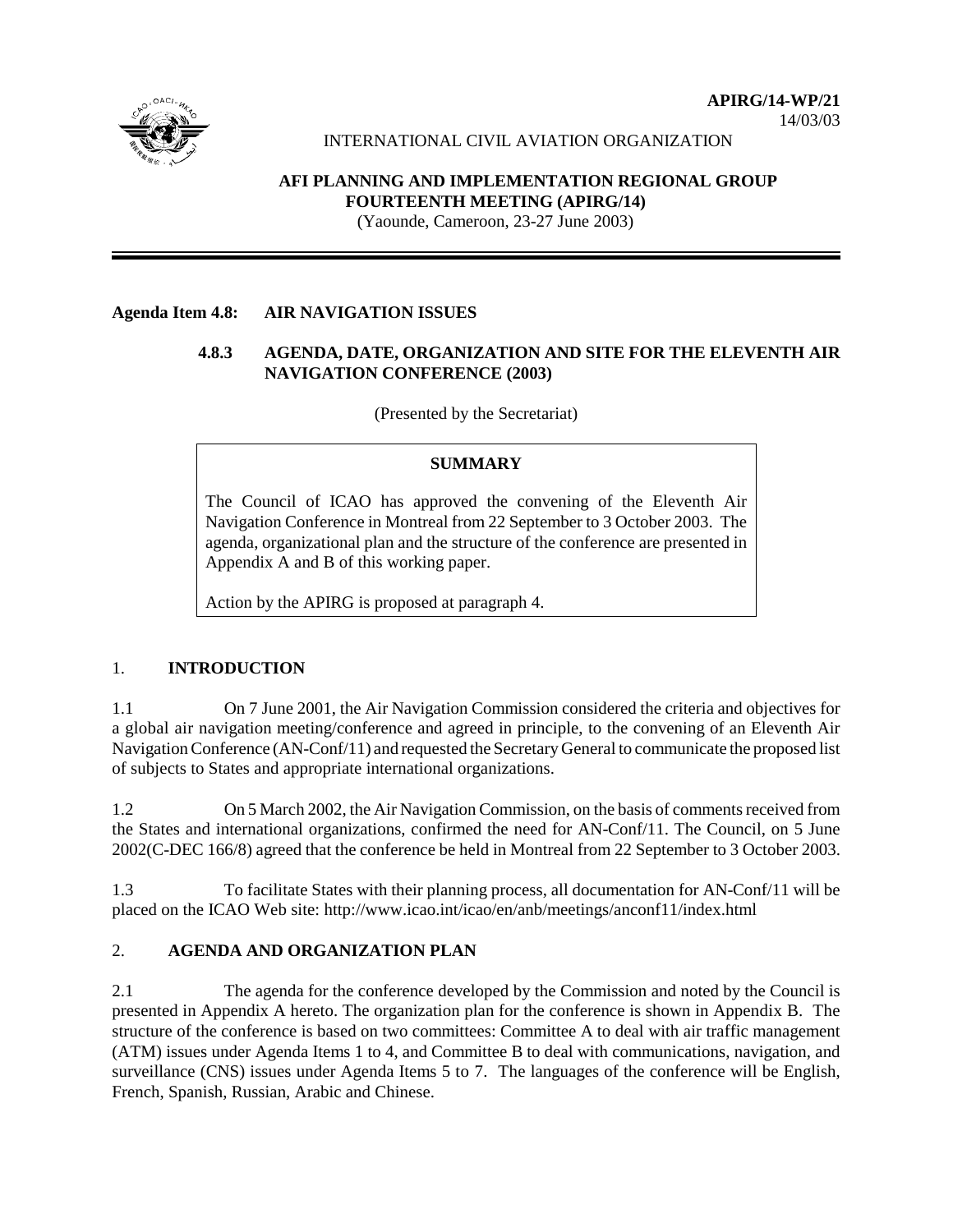**APIRG/14-WP/21**
14/03/03

INTERNATIONAL CIVIL AVIATION ORGANIZATION

**AFI PLANNING AND IMPLEMENTATION REGIONAL GROUP**
**FOURTEENTH MEETING (APIRG/14)**
(Yaounde, Cameroon, 23-27 June 2003)

---

**Agenda Item 4.8: AIR NAVIGATION ISSUES**

**4.8.3 AGENDA, DATE, ORGANIZATION AND SITE FOR THE ELEVENTH AIR NAVIGATION CONFERENCE (2003)**

(Presented by the Secretariat)

> **SUMMARY**
>
> The Council of ICAO has approved the convening of the Eleventh Air Navigation Conference in Montreal from 22 September to 3 October 2003. The agenda, organizational plan and the structure of the conference are presented in Appendix A and B of this working paper.
>
> Action by the APIRG is proposed at paragraph 4.

## 1. INTRODUCTION

1.1 On 7 June 2001, the Air Navigation Commission considered the criteria and objectives for a global air navigation meeting/conference and agreed in principle, to the convening of an Eleventh Air Navigation Conference (AN-Conf/11) and requested the Secretary General to communicate the proposed list of subjects to States and appropriate international organizations.

1.2 On 5 March 2002, the Air Navigation Commission, on the basis of comments received from the States and international organizations, confirmed the need for AN-Conf/11. The Council, on 5 June 2002(C-DEC 166/8) agreed that the conference be held in Montreal from 22 September to 3 October 2003.

1.3 To facilitate States with their planning process, all documentation for AN-Conf/11 will be placed on the ICAO Web site: http://www.icao.int/icao/en/anb/meetings/anconf11/index.html

## 2. AGENDA AND ORGANIZATION PLAN

2.1 The agenda for the conference developed by the Commission and noted by the Council is presented in Appendix A hereto. The organization plan for the conference is shown in Appendix B. The structure of the conference is based on two committees: Committee A to deal with air traffic management (ATM) issues under Agenda Items 1 to 4, and Committee B to deal with communications, navigation, and surveillance (CNS) issues under Agenda Items 5 to 7. The languages of the conference will be English, French, Spanish, Russian, Arabic and Chinese.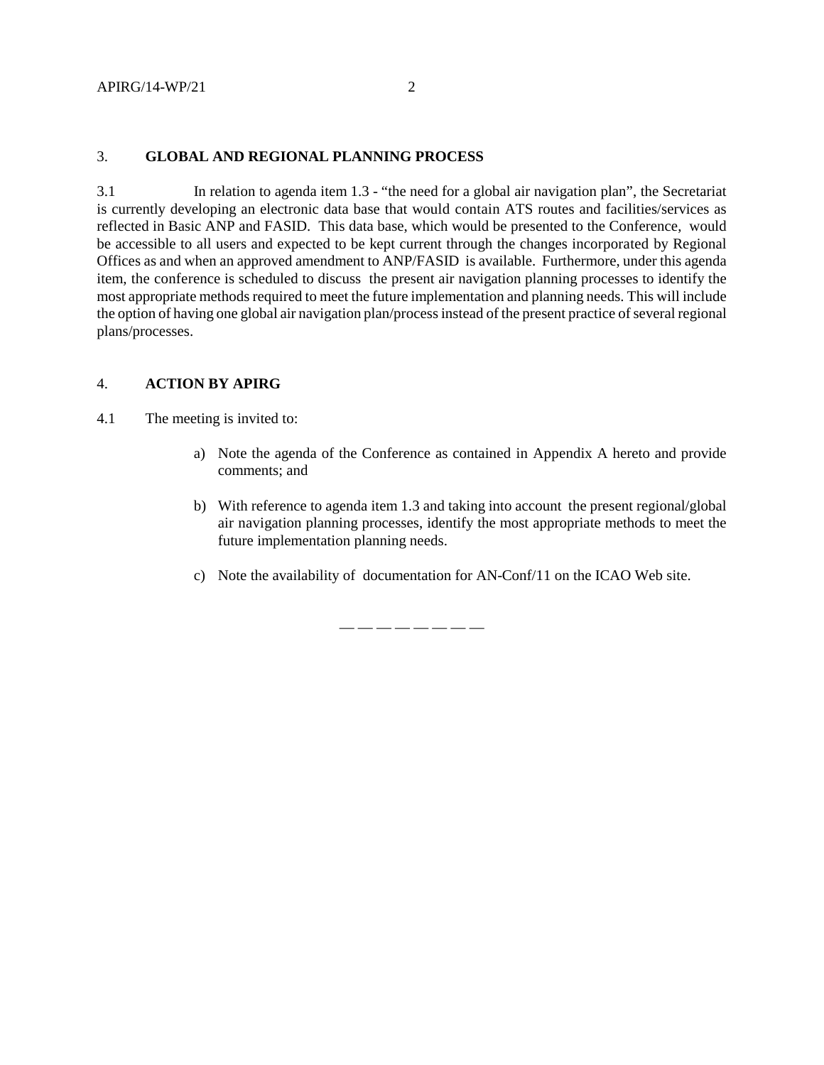## 3. GLOBAL AND REGIONAL PLANNING PROCESS

3.1 In relation to agenda item 1.3 - "the need for a global air navigation plan", the Secretariat is currently developing an electronic data base that would contain ATS routes and facilities/services as reflected in Basic ANP and FASID. This data base, which would be presented to the Conference, would be accessible to all users and expected to be kept current through the changes incorporated by Regional Offices as and when an approved amendment to ANP/FASID is available. Furthermore, under this agenda item, the conference is scheduled to discuss the present air navigation planning processes to identify the most appropriate methods required to meet the future implementation and planning needs. This will include the option of having one global air navigation plan/process instead of the present practice of several regional plans/processes.

## 4. ACTION BY APIRG

4.1 The meeting is invited to:

a) Note the agenda of the Conference as contained in Appendix A hereto and provide comments; and

b) With reference to agenda item 1.3 and taking into account the present regional/global air navigation planning processes, identify the most appropriate methods to meet the future implementation planning needs.

c) Note the availability of documentation for AN-Conf/11 on the ICAO Web site.

— — — — — — — —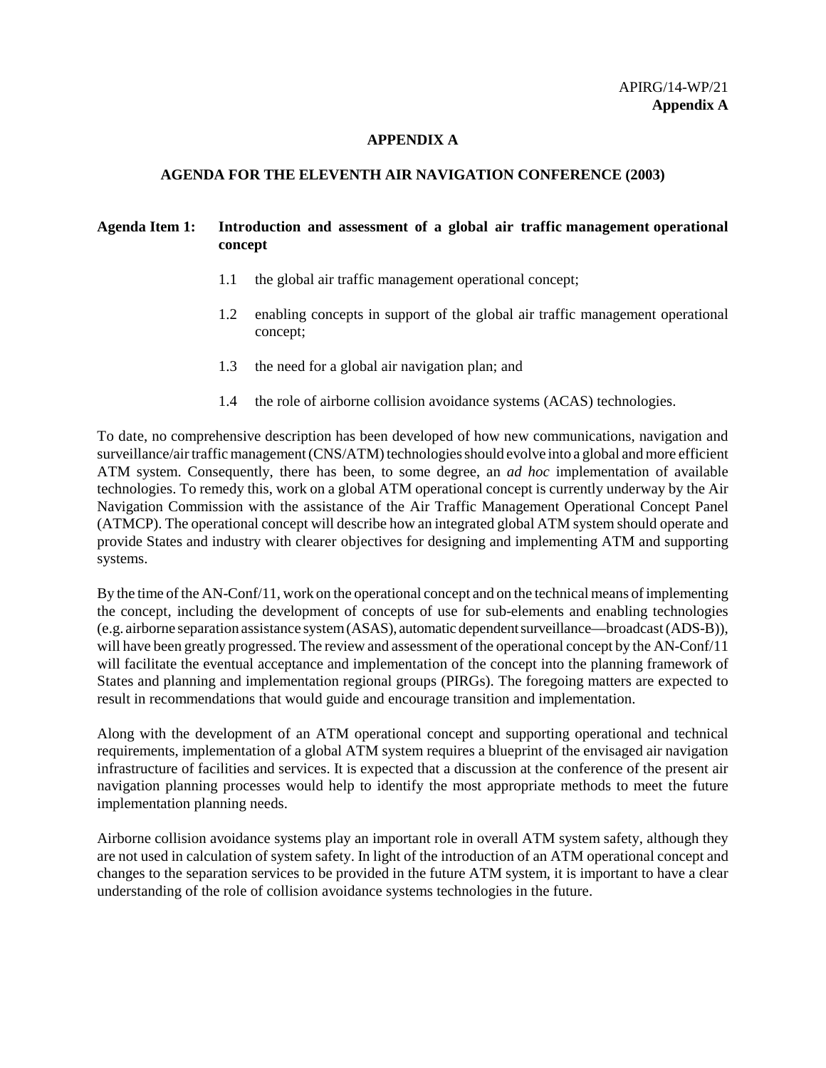# APPENDIX A

## AGENDA FOR THE ELEVENTH AIR NAVIGATION CONFERENCE (2003)

**Agenda Item 1: Introduction and assessment of a global air traffic management operational concept**

1.1 the global air traffic management operational concept;

1.2 enabling concepts in support of the global air traffic management operational concept;

1.3 the need for a global air navigation plan; and

1.4 the role of airborne collision avoidance systems (ACAS) technologies.

To date, no comprehensive description has been developed of how new communications, navigation and surveillance/air traffic management (CNS/ATM) technologies should evolve into a global and more efficient ATM system. Consequently, there has been, to some degree, an *ad hoc* implementation of available technologies. To remedy this, work on a global ATM operational concept is currently underway by the Air Navigation Commission with the assistance of the Air Traffic Management Operational Concept Panel (ATMCP). The operational concept will describe how an integrated global ATM system should operate and provide States and industry with clearer objectives for designing and implementing ATM and supporting systems.

By the time of the AN-Conf/11, work on the operational concept and on the technical means of implementing the concept, including the development of concepts of use for sub-elements and enabling technologies (e.g. airborne separation assistance system (ASAS), automatic dependent surveillance—broadcast (ADS-B)), will have been greatly progressed. The review and assessment of the operational concept by the AN-Conf/11 will facilitate the eventual acceptance and implementation of the concept into the planning framework of States and planning and implementation regional groups (PIRGs). The foregoing matters are expected to result in recommendations that would guide and encourage transition and implementation.

Along with the development of an ATM operational concept and supporting operational and technical requirements, implementation of a global ATM system requires a blueprint of the envisaged air navigation infrastructure of facilities and services. It is expected that a discussion at the conference of the present air navigation planning processes would help to identify the most appropriate methods to meet the future implementation planning needs.

Airborne collision avoidance systems play an important role in overall ATM system safety, although they are not used in calculation of system safety. In light of the introduction of an ATM operational concept and changes to the separation services to be provided in the future ATM system, it is important to have a clear understanding of the role of collision avoidance systems technologies in the future.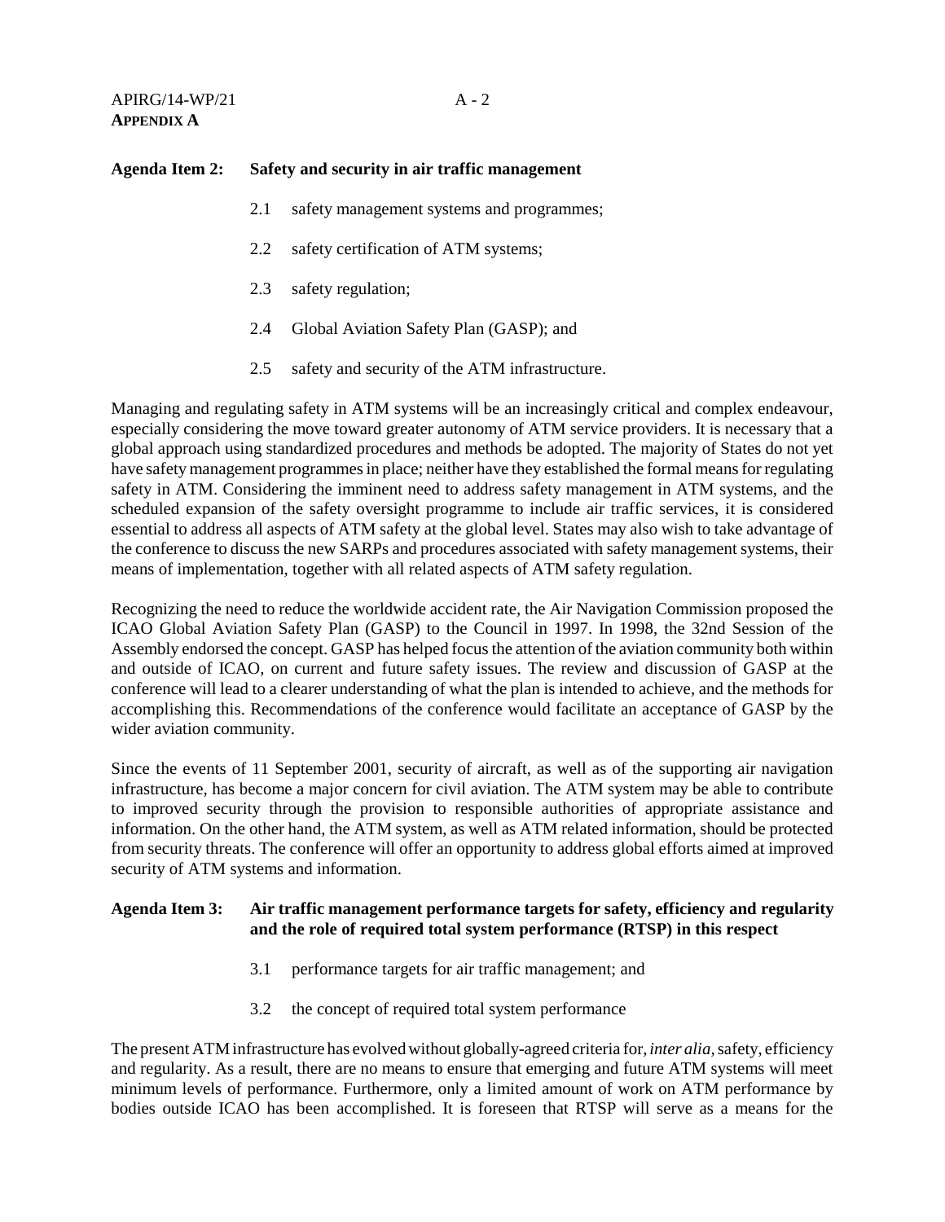**Agenda Item 2: Safety and security in air traffic management**

2.1 safety management systems and programmes;

2.2 safety certification of ATM systems;

2.3 safety regulation;

2.4 Global Aviation Safety Plan (GASP); and

2.5 safety and security of the ATM infrastructure.

Managing and regulating safety in ATM systems will be an increasingly critical and complex endeavour, especially considering the move toward greater autonomy of ATM service providers. It is necessary that a global approach using standardized procedures and methods be adopted. The majority of States do not yet have safety management programmes in place; neither have they established the formal means for regulating safety in ATM. Considering the imminent need to address safety management in ATM systems, and the scheduled expansion of the safety oversight programme to include air traffic services, it is considered essential to address all aspects of ATM safety at the global level. States may also wish to take advantage of the conference to discuss the new SARPs and procedures associated with safety management systems, their means of implementation, together with all related aspects of ATM safety regulation.

Recognizing the need to reduce the worldwide accident rate, the Air Navigation Commission proposed the ICAO Global Aviation Safety Plan (GASP) to the Council in 1997. In 1998, the 32nd Session of the Assembly endorsed the concept. GASP has helped focus the attention of the aviation community both within and outside of ICAO, on current and future safety issues. The review and discussion of GASP at the conference will lead to a clearer understanding of what the plan is intended to achieve, and the methods for accomplishing this. Recommendations of the conference would facilitate an acceptance of GASP by the wider aviation community.

Since the events of 11 September 2001, security of aircraft, as well as of the supporting air navigation infrastructure, has become a major concern for civil aviation. The ATM system may be able to contribute to improved security through the provision to responsible authorities of appropriate assistance and information. On the other hand, the ATM system, as well as ATM related information, should be protected from security threats. The conference will offer an opportunity to address global efforts aimed at improved security of ATM systems and information.

**Agenda Item 3: Air traffic management performance targets for safety, efficiency and regularity and the role of required total system performance (RTSP) in this respect**

3.1 performance targets for air traffic management; and

3.2 the concept of required total system performance

The present ATM infrastructure has evolved without globally-agreed criteria for, *inter alia,* safety, efficiency and regularity. As a result, there are no means to ensure that emerging and future ATM systems will meet minimum levels of performance. Furthermore, only a limited amount of work on ATM performance by bodies outside ICAO has been accomplished. It is foreseen that RTSP will serve as a means for the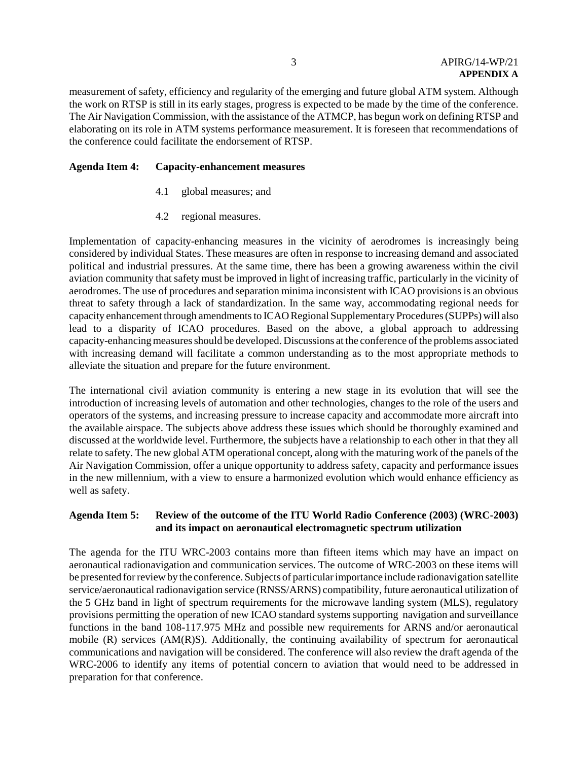measurement of safety, efficiency and regularity of the emerging and future global ATM system. Although the work on RTSP is still in its early stages, progress is expected to be made by the time of the conference. The Air Navigation Commission, with the assistance of the ATMCP, has begun work on defining RTSP and elaborating on its role in ATM systems performance measurement. It is foreseen that recommendations of the conference could facilitate the endorsement of RTSP.

**Agenda Item 4: Capacity-enhancement measures**

4.1 global measures; and

4.2 regional measures.

Implementation of capacity-enhancing measures in the vicinity of aerodromes is increasingly being considered by individual States. These measures are often in response to increasing demand and associated political and industrial pressures. At the same time, there has been a growing awareness within the civil aviation community that safety must be improved in light of increasing traffic, particularly in the vicinity of aerodromes. The use of procedures and separation minima inconsistent with ICAO provisions is an obvious threat to safety through a lack of standardization. In the same way, accommodating regional needs for capacity enhancement through amendments to ICAO Regional Supplementary Procedures (SUPPs) will also lead to a disparity of ICAO procedures. Based on the above, a global approach to addressing capacity-enhancing measures should be developed. Discussions at the conference of the problems associated with increasing demand will facilitate a common understanding as to the most appropriate methods to alleviate the situation and prepare for the future environment.

The international civil aviation community is entering a new stage in its evolution that will see the introduction of increasing levels of automation and other technologies, changes to the role of the users and operators of the systems, and increasing pressure to increase capacity and accommodate more aircraft into the available airspace. The subjects above address these issues which should be thoroughly examined and discussed at the worldwide level. Furthermore, the subjects have a relationship to each other in that they all relate to safety. The new global ATM operational concept, along with the maturing work of the panels of the Air Navigation Commission, offer a unique opportunity to address safety, capacity and performance issues in the new millennium, with a view to ensure a harmonized evolution which would enhance efficiency as well as safety.

**Agenda Item 5: Review of the outcome of the ITU World Radio Conference (2003) (WRC-2003) and its impact on aeronautical electromagnetic spectrum utilization**

The agenda for the ITU WRC-2003 contains more than fifteen items which may have an impact on aeronautical radionavigation and communication services. The outcome of WRC-2003 on these items will be presented for review by the conference. Subjects of particular importance include radionavigation satellite service/aeronautical radionavigation service (RNSS/ARNS) compatibility, future aeronautical utilization of the 5 GHz band in light of spectrum requirements for the microwave landing system (MLS), regulatory provisions permitting the operation of new ICAO standard systems supporting navigation and surveillance functions in the band 108-117.975 MHz and possible new requirements for ARNS and/or aeronautical mobile (R) services (AM(R)S). Additionally, the continuing availability of spectrum for aeronautical communications and navigation will be considered. The conference will also review the draft agenda of the WRC-2006 to identify any items of potential concern to aviation that would need to be addressed in preparation for that conference.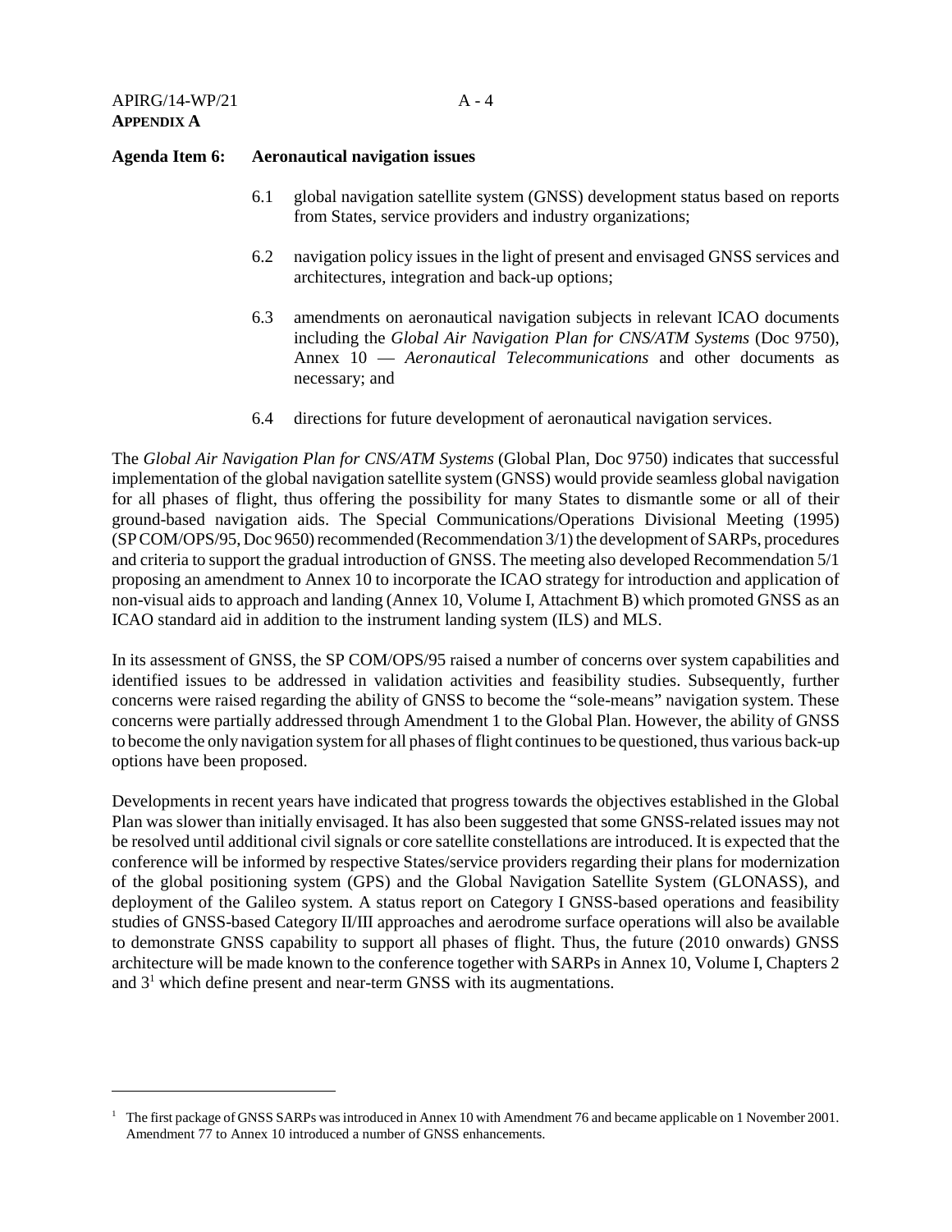**Agenda Item 6: Aeronautical navigation issues**

6.1 global navigation satellite system (GNSS) development status based on reports from States, service providers and industry organizations;

6.2 navigation policy issues in the light of present and envisaged GNSS services and architectures, integration and back-up options;

6.3 amendments on aeronautical navigation subjects in relevant ICAO documents including the *Global Air Navigation Plan for CNS/ATM Systems* (Doc 9750), Annex 10 — *Aeronautical Telecommunications* and other documents as necessary; and

6.4 directions for future development of aeronautical navigation services.

The *Global Air Navigation Plan for CNS/ATM Systems* (Global Plan, Doc 9750) indicates that successful implementation of the global navigation satellite system (GNSS) would provide seamless global navigation for all phases of flight, thus offering the possibility for many States to dismantle some or all of their ground-based navigation aids. The Special Communications/Operations Divisional Meeting (1995) (SP COM/OPS/95, Doc 9650) recommended (Recommendation 3/1) the development of SARPs, procedures and criteria to support the gradual introduction of GNSS. The meeting also developed Recommendation 5/1 proposing an amendment to Annex 10 to incorporate the ICAO strategy for introduction and application of non-visual aids to approach and landing (Annex 10, Volume I, Attachment B) which promoted GNSS as an ICAO standard aid in addition to the instrument landing system (ILS) and MLS.

In its assessment of GNSS, the SP COM/OPS/95 raised a number of concerns over system capabilities and identified issues to be addressed in validation activities and feasibility studies. Subsequently, further concerns were raised regarding the ability of GNSS to become the "sole-means" navigation system. These concerns were partially addressed through Amendment 1 to the Global Plan. However, the ability of GNSS to become the only navigation system for all phases of flight continues to be questioned, thus various back-up options have been proposed.

Developments in recent years have indicated that progress towards the objectives established in the Global Plan was slower than initially envisaged. It has also been suggested that some GNSS-related issues may not be resolved until additional civil signals or core satellite constellations are introduced. It is expected that the conference will be informed by respective States/service providers regarding their plans for modernization of the global positioning system (GPS) and the Global Navigation Satellite System (GLONASS), and deployment of the Galileo system. A status report on Category I GNSS-based operations and feasibility studies of GNSS-based Category II/III approaches and aerodrome surface operations will also be available to demonstrate GNSS capability to support all phases of flight. Thus, the future (2010 onwards) GNSS architecture will be made known to the conference together with SARPs in Annex 10, Volume I, Chapters 2 and 3[1] which define present and near-term GNSS with its augmentations.

---

[1] The first package of GNSS SARPs was introduced in Annex 10 with Amendment 76 and became applicable on 1 November 2001. Amendment 77 to Annex 10 introduced a number of GNSS enhancements.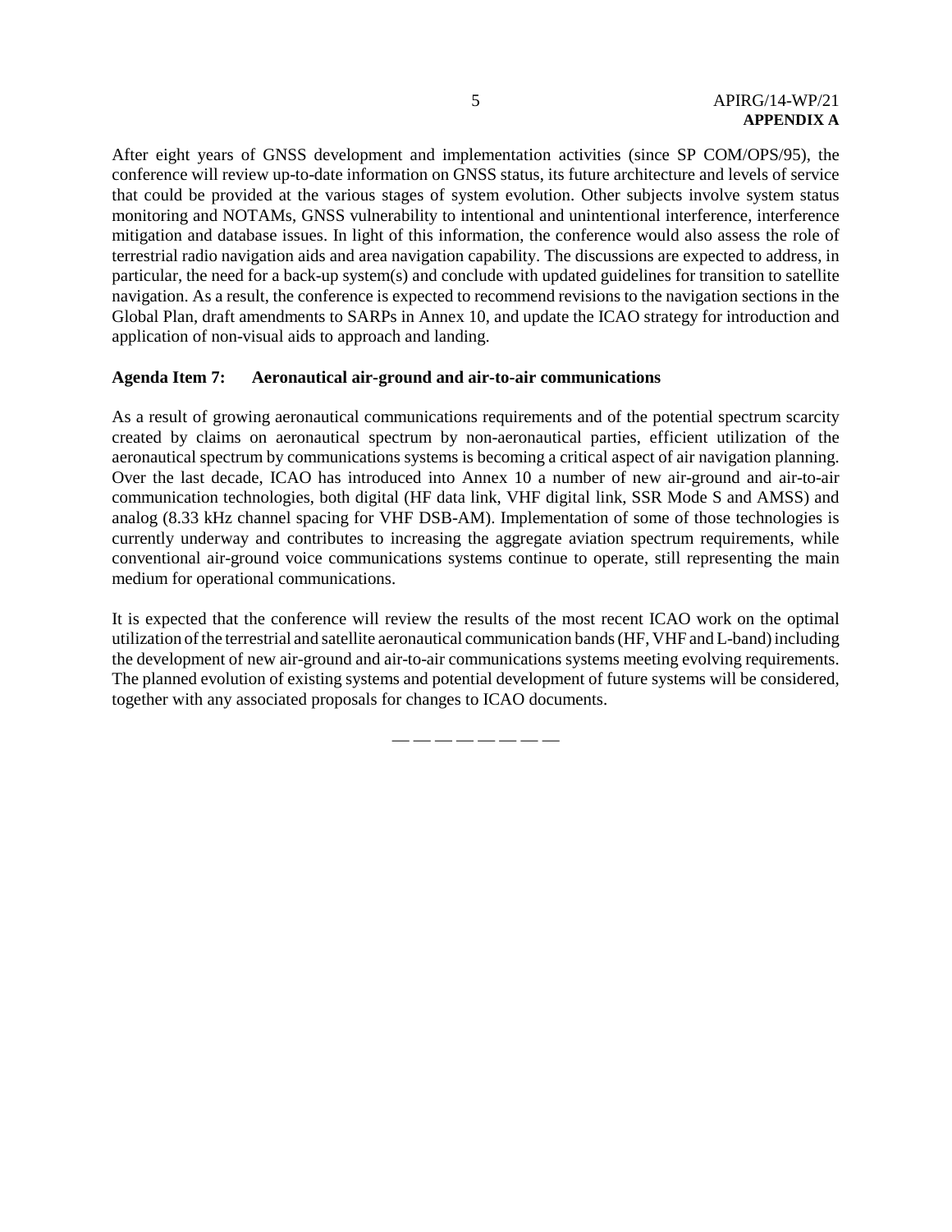After eight years of GNSS development and implementation activities (since SP COM/OPS/95), the conference will review up-to-date information on GNSS status, its future architecture and levels of service that could be provided at the various stages of system evolution. Other subjects involve system status monitoring and NOTAMs, GNSS vulnerability to intentional and unintentional interference, interference mitigation and database issues. In light of this information, the conference would also assess the role of terrestrial radio navigation aids and area navigation capability. The discussions are expected to address, in particular, the need for a back-up system(s) and conclude with updated guidelines for transition to satellite navigation. As a result, the conference is expected to recommend revisions to the navigation sections in the Global Plan, draft amendments to SARPs in Annex 10, and update the ICAO strategy for introduction and application of non-visual aids to approach and landing.

**Agenda Item 7: Aeronautical air-ground and air-to-air communications**

As a result of growing aeronautical communications requirements and of the potential spectrum scarcity created by claims on aeronautical spectrum by non-aeronautical parties, efficient utilization of the aeronautical spectrum by communications systems is becoming a critical aspect of air navigation planning. Over the last decade, ICAO has introduced into Annex 10 a number of new air-ground and air-to-air communication technologies, both digital (HF data link, VHF digital link, SSR Mode S and AMSS) and analog (8.33 kHz channel spacing for VHF DSB-AM). Implementation of some of those technologies is currently underway and contributes to increasing the aggregate aviation spectrum requirements, while conventional air-ground voice communications systems continue to operate, still representing the main medium for operational communications.

It is expected that the conference will review the results of the most recent ICAO work on the optimal utilization of the terrestrial and satellite aeronautical communication bands (HF, VHF and L-band) including the development of new air-ground and air-to-air communications systems meeting evolving requirements. The planned evolution of existing systems and potential development of future systems will be considered, together with any associated proposals for changes to ICAO documents.

— — — — — — — —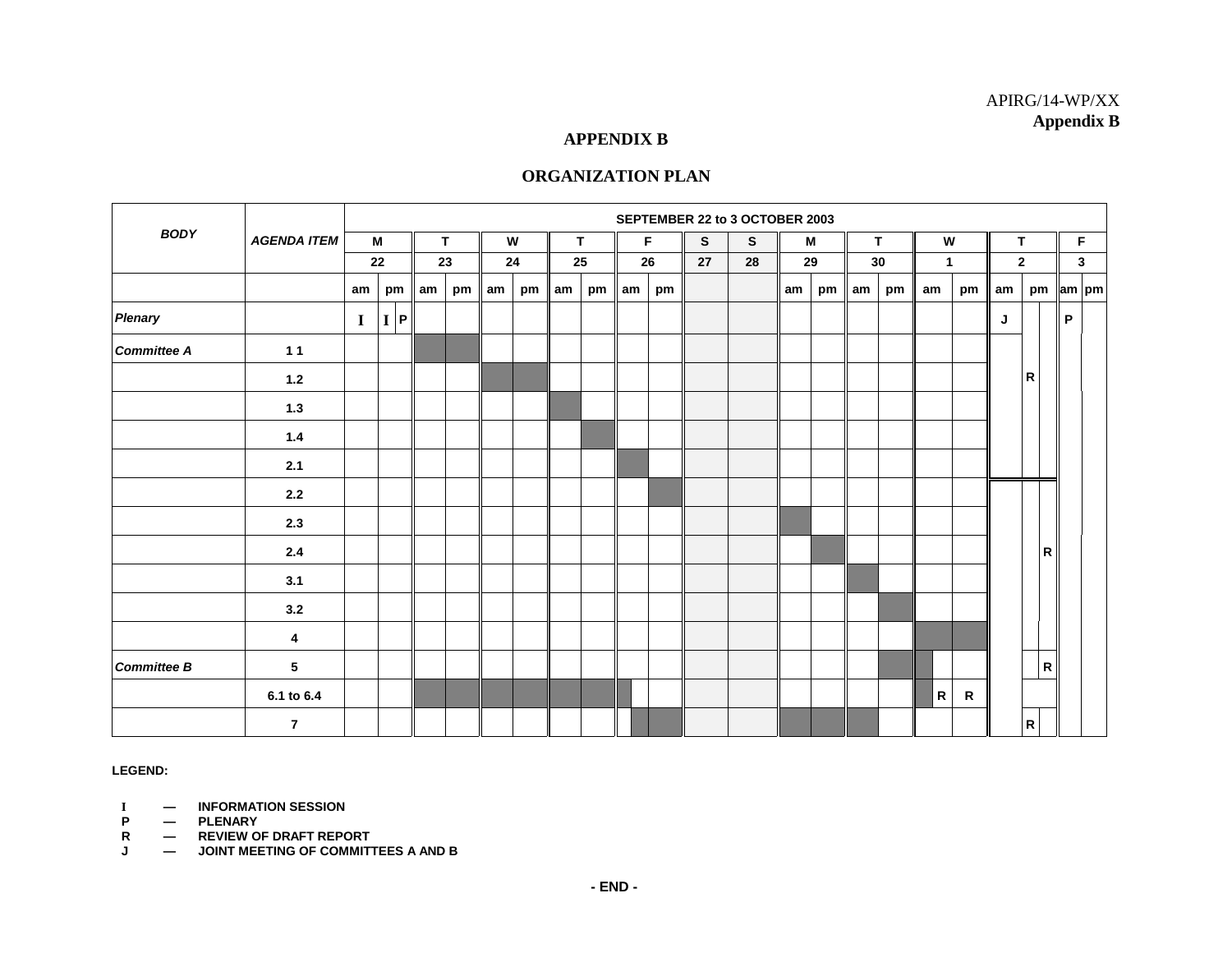APPENDIX B

## ORGANIZATION PLAN

| BODY | AGENDA ITEM | SEPTEMBER 22 to 3 OCTOBER 2003 | | | | | | | | | | | | | | | | | | | | | | | |
|---|---|---|---|---|---|---|---|---|---|---|---|---|---|---|---|---|---|---|---|---|---|---|---|---|---|
| | | M | | T | | W | | T | | F | | S | S | M | | T | | W | | T | | F | |
| | | 22 | | 23 | | 24 | | 25 | | 26 | | 27 | 28 | 29 | | 30 | | 1 | | 2 | | 3 | |
| | | am | pm | am | pm | am | pm | am | pm | am | pm | | | am | pm | am | pm | am | pm | am | pm | am | pm |
| *Plenary* | | I | I P | | | | | | | | | | | | | | | | | J | | P | |
| *Committee A* | 1 1 | | | | | | | | | | | | | | | | | | | | | | |
| | 1.2 | | | | | | | | | | | | | | | | | | | | R | | |
| | 1.3 | | | | | | | | | | | | | | | | | | | | | | |
| | 1.4 | | | | | | | | | | | | | | | | | | | | | | |
| | 2.1 | | | | | | | | | | | | | | | | | | | | | | |
| | 2.2 | | | | | | | | | | | | | | | | | | | | | | |
| | 2.3 | | | | | | | | | | | | | | | | | | | | | | |
| | 2.4 | | | | | | | | | | | | | | | | | | | | R | | |
| | 3.1 | | | | | | | | | | | | | | | | | | | | | | |
| | 3.2 | | | | | | | | | | | | | | | | | | | | | | |
| | 4 | | | | | | | | | | | | | | | | | | | | | | |
| *Committee B* | 5 | | | | | | | | | | | | | | | | | | | | R | | |
| | 6.1 to 6.4 | | | | | | | | | | | | | | | | | R | R | | | | |
| | 7 | | | | | | | | | | | | | | | | | | | | R | | |

**LEGEND:**

- **I — INFORMATION SESSION**
- **P — PLENARY**
- **R — REVIEW OF DRAFT REPORT**
- **J — JOINT MEETING OF COMMITTEES A AND B**

**- END -**